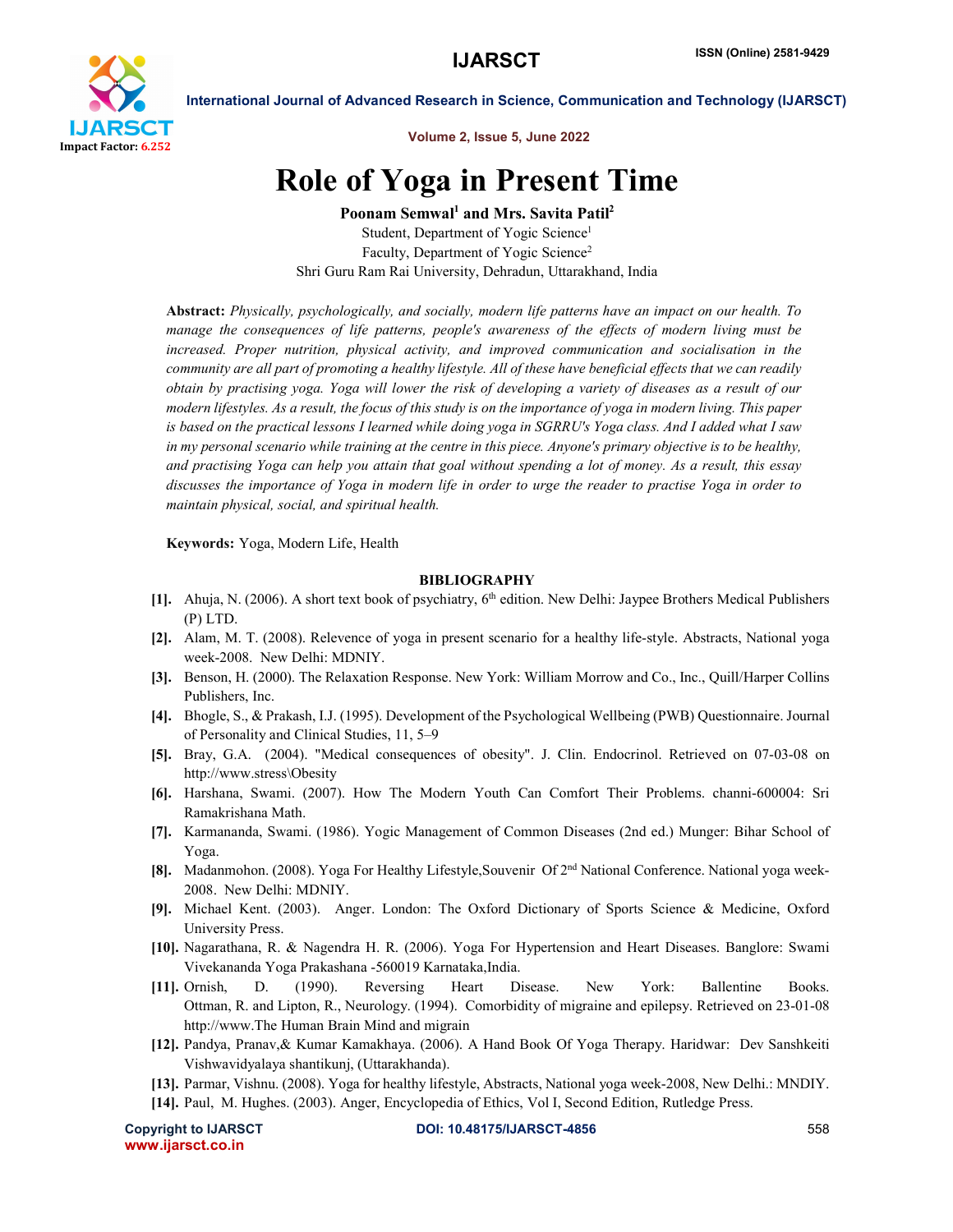# Role of Yoga in Present Time

**Poonam Semwal[1] and Mrs. Savita Patil[2]**

Student, Department of Yogic Science[1]

Faculty, Department of Yogic Science[2]

Shri Guru Ram Rai University, Dehradun, Uttarakhand, India

**Abstract:** *Physically, psychologically, and socially, modern life patterns have an impact on our health. To manage the consequences of life patterns, people's awareness of the effects of modern living must be increased. Proper nutrition, physical activity, and improved communication and socialisation in the community are all part of promoting a healthy lifestyle. All of these have beneficial effects that we can readily obtain by practising yoga. Yoga will lower the risk of developing a variety of diseases as a result of our modern lifestyles. As a result, the focus of this study is on the importance of yoga in modern living. This paper is based on the practical lessons I learned while doing yoga in SGRRU's Yoga class. And I added what I saw in my personal scenario while training at the centre in this piece. Anyone's primary objective is to be healthy, and practising Yoga can help you attain that goal without spending a lot of money. As a result, this essay discusses the importance of Yoga in modern life in order to urge the reader to practise Yoga in order to maintain physical, social, and spiritual health.*

**Keywords:** Yoga, Modern Life, Health

## BIBLIOGRAPHY

**[1].** Ahuja, N. (2006). A short text book of psychiatry, 6th edition. New Delhi: Jaypee Brothers Medical Publishers (P) LTD.

**[2].** Alam, M. T. (2008). Relevence of yoga in present scenario for a healthy life-style. Abstracts, National yoga week-2008. New Delhi: MDNIY.

**[3].** Benson, H. (2000). The Relaxation Response. New York: William Morrow and Co., Inc., Quill/Harper Collins Publishers, Inc.

**[4].** Bhogle, S., & Prakash, I.J. (1995). Development of the Psychological Wellbeing (PWB) Questionnaire. Journal of Personality and Clinical Studies, 11, 5–9

**[5].** Bray, G.A. (2004). "Medical consequences of obesity". J. Clin. Endocrinol. Retrieved on 07-03-08 on http://www.stress\Obesity

**[6].** Harshana, Swami. (2007). How The Modern Youth Can Comfort Their Problems. channi-600004: Sri Ramakrishana Math.

**[7].** Karmananda, Swami. (1986). Yogic Management of Common Diseases (2nd ed.) Munger: Bihar School of Yoga.

**[8].** Madanmohon. (2008). Yoga For Healthy Lifestyle,Souvenir Of 2nd National Conference. National yoga week-2008. New Delhi: MDNIY.

**[9].** Michael Kent. (2003). Anger. London: The Oxford Dictionary of Sports Science & Medicine, Oxford University Press.

**[10].** Nagarathana, R. & Nagendra H. R. (2006). Yoga For Hypertension and Heart Diseases. Banglore: Swami Vivekananda Yoga Prakashana -560019 Karnataka,India.

**[11].** Ornish, D. (1990). Reversing Heart Disease. New York: Ballentine Books. Ottman, R. and Lipton, R., Neurology. (1994). Comorbidity of migraine and epilepsy. Retrieved on 23-01-08 http://www.The Human Brain Mind and migrain

**[12].** Pandya, Pranav,& Kumar Kamakhaya. (2006). A Hand Book Of Yoga Therapy. Haridwar: Dev Sanshkeiti Vishwavidyalaya shantikunj, (Uttarakhanda).

**[13].** Parmar, Vishnu. (2008). Yoga for healthy lifestyle, Abstracts, National yoga week-2008, New Delhi.: MNDIY.

**[14].** Paul, M. Hughes. (2003). Anger, Encyclopedia of Ethics, Vol I, Second Edition, Rutledge Press.